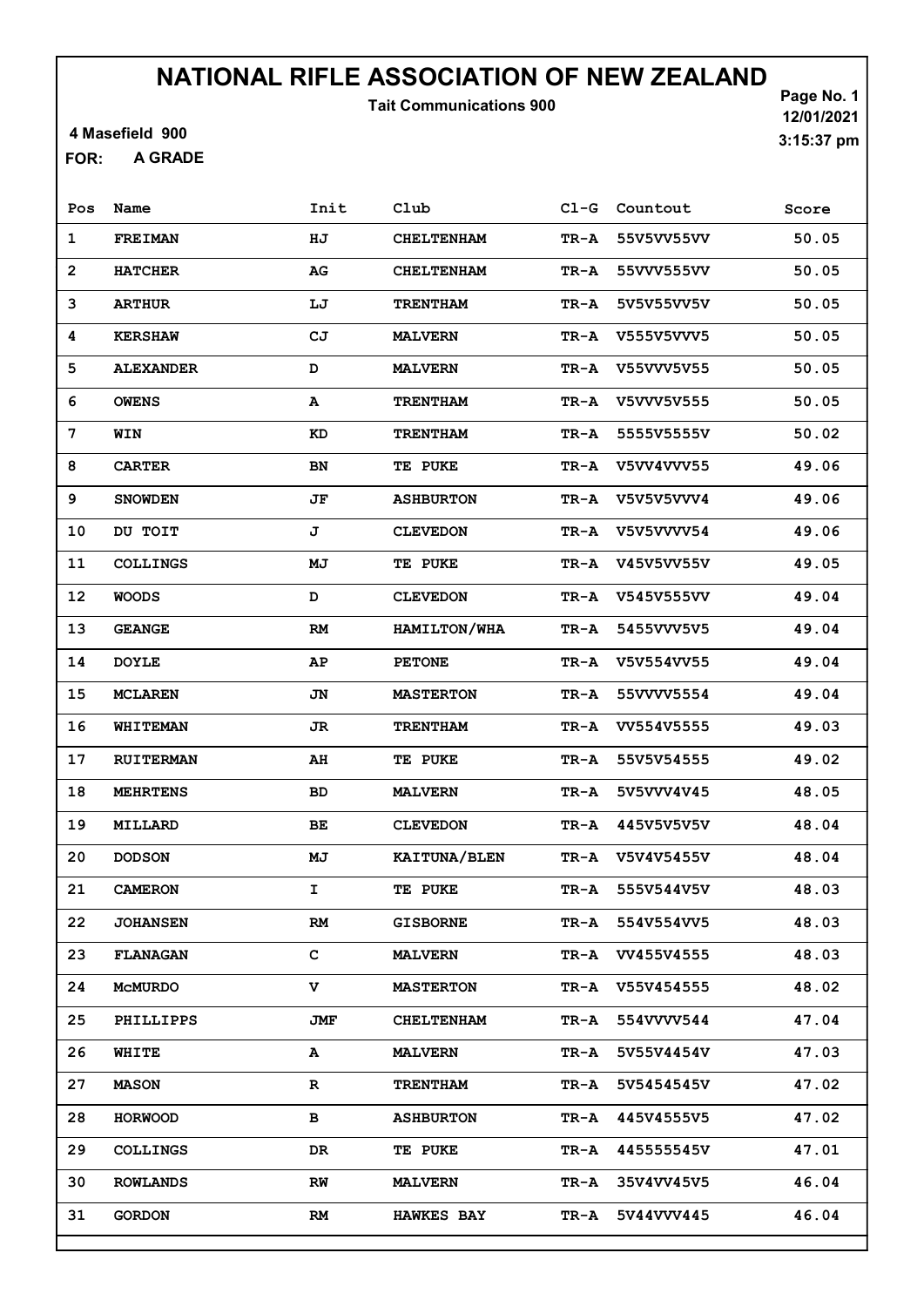# NATIONAL RIFLE ASSOCIATION OF NEW ZEALAND

**Tait Communications 900**

4 Masefield 900

Page No. 1
12/01/2021
3:15:37 pm

**FOR: A GRADE**

| Pos | Name | Init | Club | Cl-G | Countout | Score |
|---|---|---|---|---|---|---|
| 1 | FREIMAN | HJ | CHELTENHAM | TR-A | 55V5VV55VV | 50.05 |
| 2 | HATCHER | AG | CHELTENHAM | TR-A | 55VVV555VV | 50.05 |
| 3 | ARTHUR | LJ | TRENTHAM | TR-A | 5V5V55VV5V | 50.05 |
| 4 | KERSHAW | CJ | MALVERN | TR-A | V555V5VVV5 | 50.05 |
| 5 | ALEXANDER | D | MALVERN | TR-A | V55VVV5V55 | 50.05 |
| 6 | OWENS | A | TRENTHAM | TR-A | V5VVV5V555 | 50.05 |
| 7 | WIN | KD | TRENTHAM | TR-A | 5555V5555V | 50.02 |
| 8 | CARTER | BN | TE PUKE | TR-A | V5VV4VVV55 | 49.06 |
| 9 | SNOWDEN | JF | ASHBURTON | TR-A | V5V5V5VVV4 | 49.06 |
| 10 | DU TOIT | J | CLEVEDON | TR-A | V5V5VVVV54 | 49.06 |
| 11 | COLLINGS | MJ | TE PUKE | TR-A | V45V5VV55V | 49.05 |
| 12 | WOODS | D | CLEVEDON | TR-A | V545V555VV | 49.04 |
| 13 | GEANGE | RM | HAMILTON/WHA | TR-A | 5455VVV5V5 | 49.04 |
| 14 | DOYLE | AP | PETONE | TR-A | V5V554VV55 | 49.04 |
| 15 | MCLAREN | JN | MASTERTON | TR-A | 55VVVV5554 | 49.04 |
| 16 | WHITEMAN | JR | TRENTHAM | TR-A | VV554V5555 | 49.03 |
| 17 | RUITERMAN | AH | TE PUKE | TR-A | 55V5V54555 | 49.02 |
| 18 | MEHRTENS | BD | MALVERN | TR-A | 5V5VVV4V45 | 48.05 |
| 19 | MILLARD | BE | CLEVEDON | TR-A | 445V5V5V5V | 48.04 |
| 20 | DODSON | MJ | KAITUNA/BLEN | TR-A | V5V4V5455V | 48.04 |
| 21 | CAMERON | I | TE PUKE | TR-A | 555V544V5V | 48.03 |
| 22 | JOHANSEN | RM | GISBORNE | TR-A | 554V554VV5 | 48.03 |
| 23 | FLANAGAN | C | MALVERN | TR-A | VV455V4555 | 48.03 |
| 24 | McMURDO | V | MASTERTON | TR-A | V55V454555 | 48.02 |
| 25 | PHILLIPPS | JMF | CHELTENHAM | TR-A | 554VVVV544 | 47.04 |
| 26 | WHITE | A | MALVERN | TR-A | 5V55V4454V | 47.03 |
| 27 | MASON | R | TRENTHAM | TR-A | 5V5454545V | 47.02 |
| 28 | HORWOOD | B | ASHBURTON | TR-A | 445V4555V5 | 47.02 |
| 29 | COLLINGS | DR | TE PUKE | TR-A | 445555545V | 47.01 |
| 30 | ROWLANDS | RW | MALVERN | TR-A | 35V4VV45V5 | 46.04 |
| 31 | GORDON | RM | HAWKES BAY | TR-A | 5V44VVV445 | 46.04 |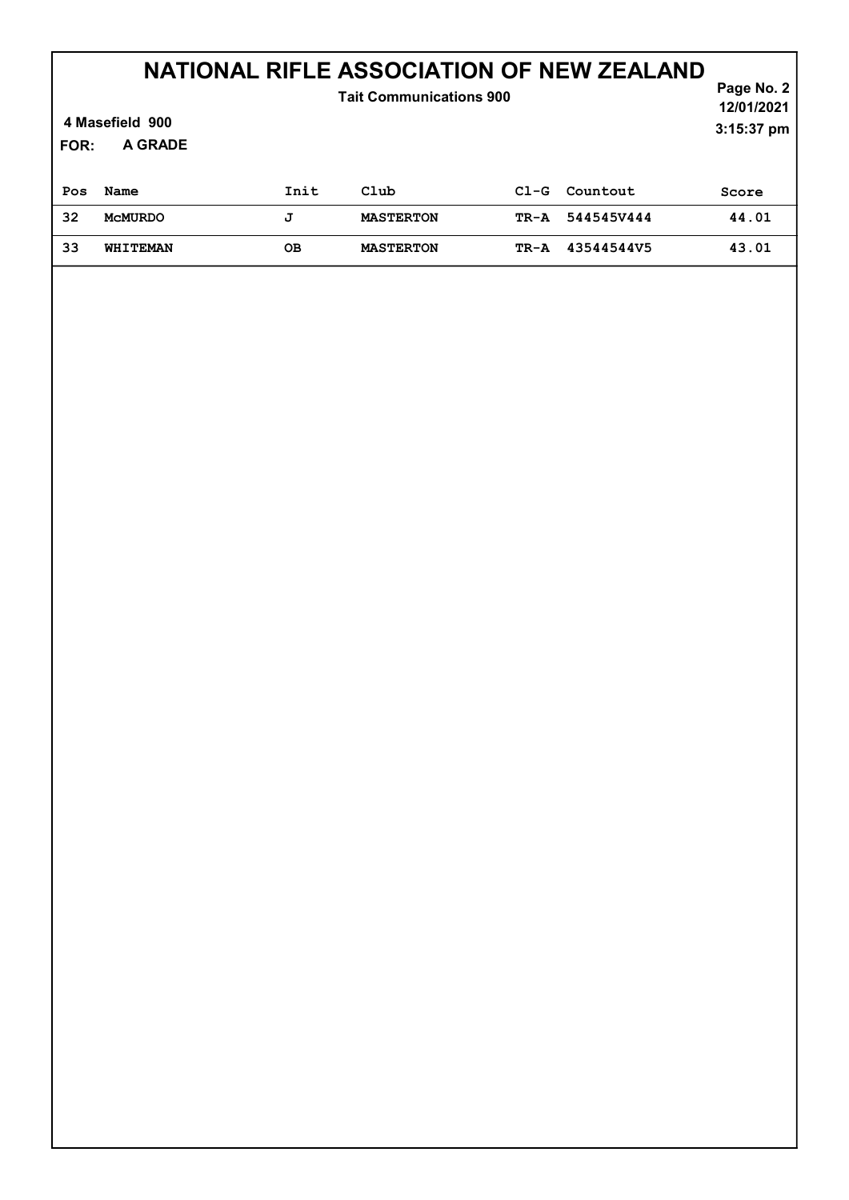# NATIONAL RIFLE ASSOCIATION OF NEW ZEALAND

**Tait Communications 900**

12/01/2021
3:15:37 pm

**4 Masefield 900**

**FOR: A GRADE**

| Pos | Name | Init | Club | Cl-G | Countout | Score |
|---|---|---|---|---|---|---|
| 32 | McMURDO | J | MASTERTON | TR-A | 544545V444 | 44.01 |
| 33 | WHITEMAN | OB | MASTERTON | TR-A | 43544544V5 | 43.01 |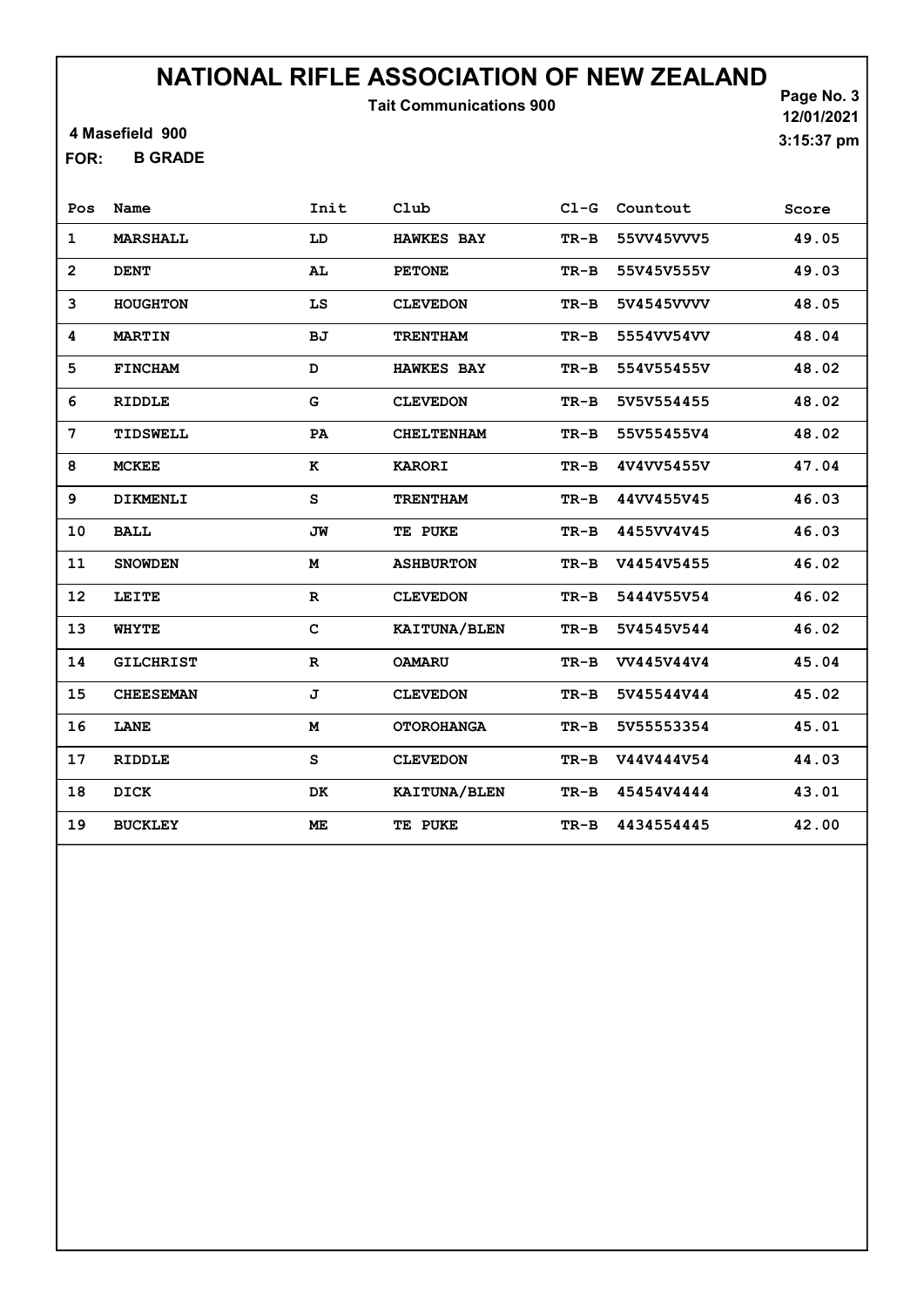# NATIONAL RIFLE ASSOCIATION OF NEW ZEALAND

**Tait Communications 900**

4 Masefield 900

**FOR: B GRADE**

12/01/2021
3:15:37 pm

| Pos | Name | Init | Club | Cl-G | Countout | Score |
|---|---|---|---|---|---|---|
| 1 | MARSHALL | LD | HAWKES BAY | TR-B | 55VV45VVV5 | 49.05 |
| 2 | DENT | AL | PETONE | TR-B | 55V45V555V | 49.03 |
| 3 | HOUGHTON | LS | CLEVEDON | TR-B | 5V4545VVVV | 48.05 |
| 4 | MARTIN | BJ | TRENTHAM | TR-B | 5554VV54VV | 48.04 |
| 5 | FINCHAM | D | HAWKES BAY | TR-B | 554V55455V | 48.02 |
| 6 | RIDDLE | G | CLEVEDON | TR-B | 5V5V554455 | 48.02 |
| 7 | TIDSWELL | PA | CHELTENHAM | TR-B | 55V55455V4 | 48.02 |
| 8 | MCKEE | K | KARORI | TR-B | 4V4VV5455V | 47.04 |
| 9 | DIKMENLI | S | TRENTHAM | TR-B | 44VV455V45 | 46.03 |
| 10 | BALL | JW | TE PUKE | TR-B | 4455VV4V45 | 46.03 |
| 11 | SNOWDEN | M | ASHBURTON | TR-B | V4454V5455 | 46.02 |
| 12 | LEITE | R | CLEVEDON | TR-B | 5444V55V54 | 46.02 |
| 13 | WHYTE | C | KAITUNA/BLEN | TR-B | 5V4545V544 | 46.02 |
| 14 | GILCHRIST | R | OAMARU | TR-B | VV445V44V4 | 45.04 |
| 15 | CHEESEMAN | J | CLEVEDON | TR-B | 5V45544V44 | 45.02 |
| 16 | LANE | M | OTOROHANGA | TR-B | 5V55553354 | 45.01 |
| 17 | RIDDLE | S | CLEVEDON | TR-B | V44V444V54 | 44.03 |
| 18 | DICK | DK | KAITUNA/BLEN | TR-B | 45454V4444 | 43.01 |
| 19 | BUCKLEY | ME | TE PUKE | TR-B | 4434554445 | 42.00 |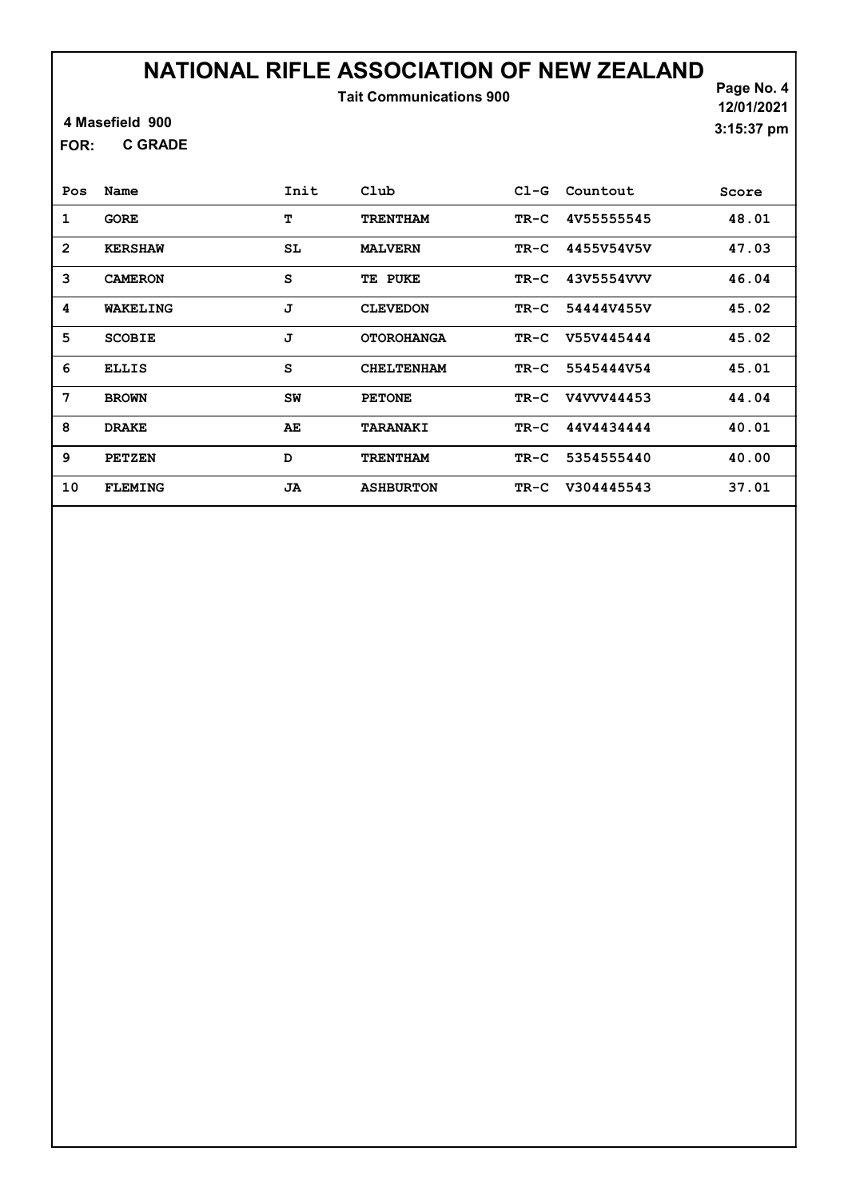# NATIONAL RIFLE ASSOCIATION OF NEW ZEALAND

**Tait Communications 900**

12/01/2021
3:15:37 pm

**4 Masefield 900**

**FOR: C GRADE**

| Pos | Name | Init | Club | Cl-G | Countout | Score |
|---|---|---|---|---|---|---|
| 1 | GORE | T | TRENTHAM | TR-C | 4V55555545 | 48.01 |
| 2 | KERSHAW | SL | MALVERN | TR-C | 4455V54V5V | 47.03 |
| 3 | CAMERON | S | TE PUKE | TR-C | 43V5554VVV | 46.04 |
| 4 | WAKELING | J | CLEVEDON | TR-C | 54444V455V | 45.02 |
| 5 | SCOBIE | J | OTOROHANGA | TR-C | V55V445444 | 45.02 |
| 6 | ELLIS | S | CHELTENHAM | TR-C | 5545444V54 | 45.01 |
| 7 | BROWN | SW | PETONE | TR-C | V4VVV44453 | 44.04 |
| 8 | DRAKE | AE | TARANAKI | TR-C | 44V4434444 | 40.01 |
| 9 | PETZEN | D | TRENTHAM | TR-C | 5354555440 | 40.00 |
| 10 | FLEMING | JA | ASHBURTON | TR-C | V304445543 | 37.01 |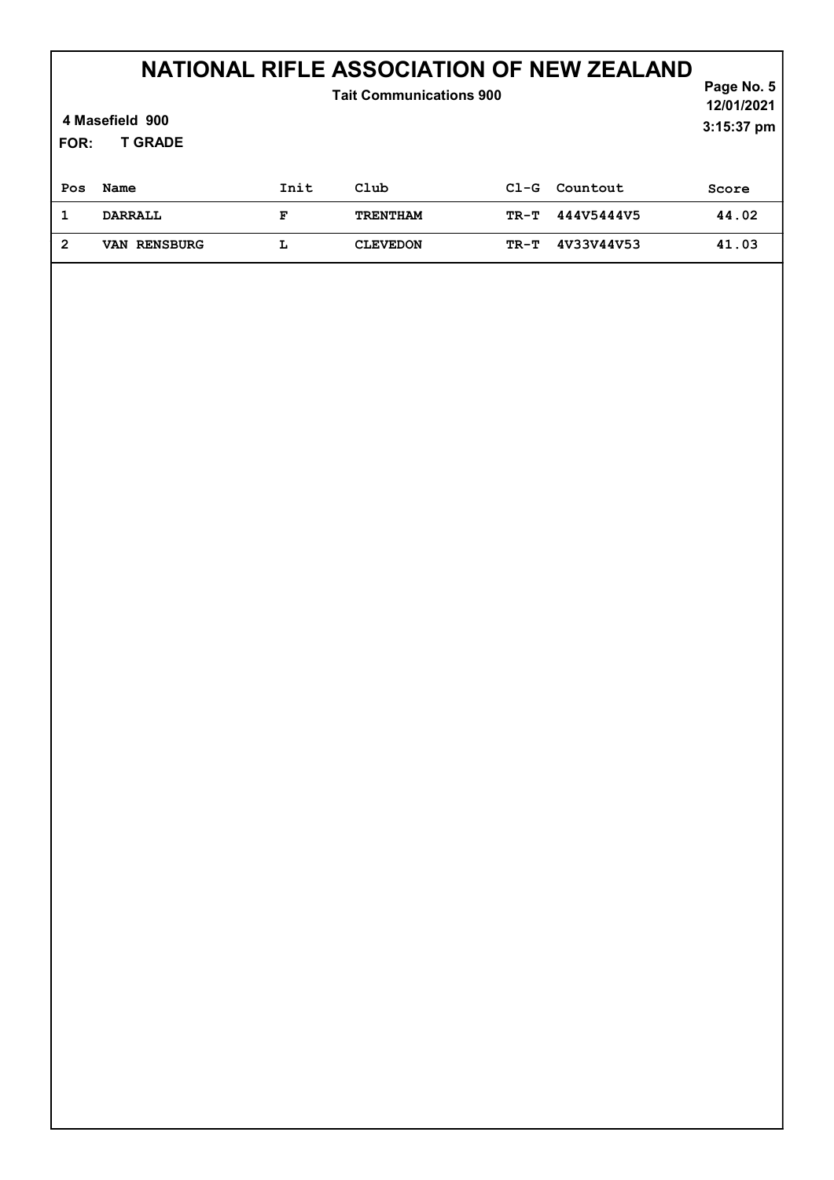# NATIONAL RIFLE ASSOCIATION OF NEW ZEALAND

**Tait Communications 900**

**4 Masefield 900**

**FOR: T GRADE**

Page No. 5
12/01/2021
3:15:37 pm

| Pos | Name | Init | Club | Cl-G | Countout | Score |
|---|---|---|---|---|---|---|
| 1 | DARRALL | F | TRENTHAM | TR-T | 444V5444V5 | 44.02 |
| 2 | VAN RENSBURG | L | CLEVEDON | TR-T | 4V33V44V53 | 41.03 |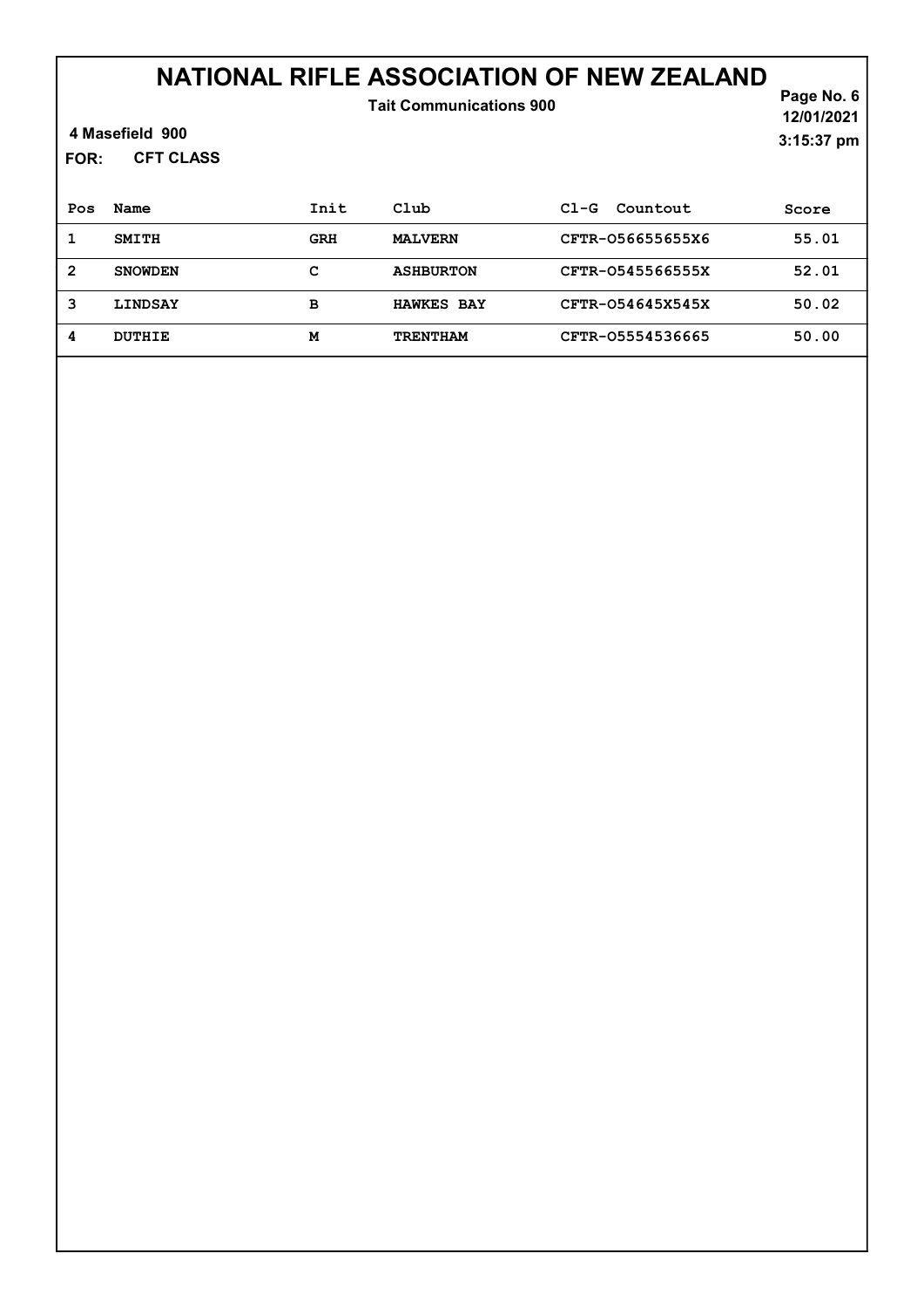# NATIONAL RIFLE ASSOCIATION OF NEW ZEALAND

**Tait Communications 900**

12/01/2021
3:15:37 pm

**4 Masefield 900**

**FOR: CFT CLASS**

| Pos | Name | Init | Club | Cl-G Countout | Score |
|---|---|---|---|---|---|
| 1 | SMITH | GRH | MALVERN | CFTR-O56655655X6 | 55.01 |
| 2 | SNOWDEN | C | ASHBURTON | CFTR-O545566555X | 52.01 |
| 3 | LINDSAY | B | HAWKES BAY | CFTR-O54645X545X | 50.02 |
| 4 | DUTHIE | M | TRENTHAM | CFTR-O5554536665 | 50.00 |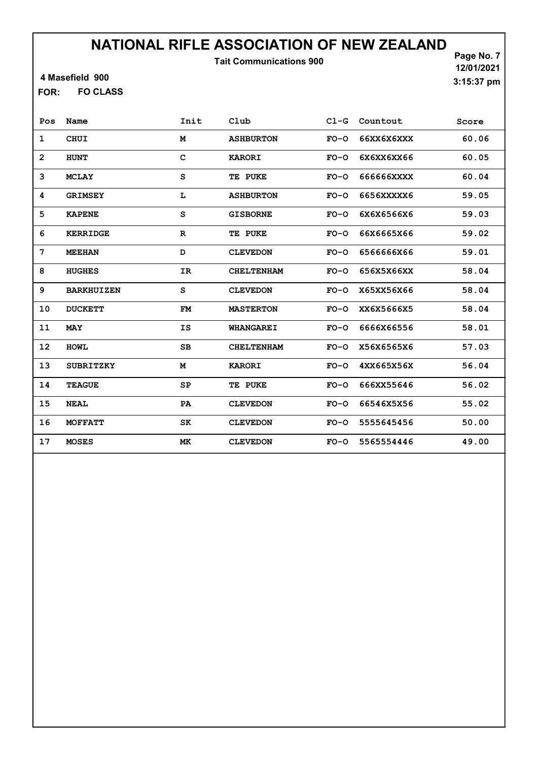# NATIONAL RIFLE ASSOCIATION OF NEW ZEALAND

**Tait Communications 900**

4 Masefield 900

12/01/2021

3:15:37 pm

**FOR: FO CLASS**

| Pos | Name | Init | Club | Cl-G | Countout | Score |
|---|---|---|---|---|---|---|
| 1 | CHUI | M | ASHBURTON | FO-O | 66XX6X6XXX | 60.06 |
| 2 | HUNT | C | KARORI | FO-O | 6X6XX6XX66 | 60.05 |
| 3 | MCLAY | S | TE PUKE | FO-O | 666666XXXX | 60.04 |
| 4 | GRIMSEY | L | ASHBURTON | FO-O | 6656XXXXX6 | 59.05 |
| 5 | KAPENE | S | GISBORNE | FO-O | 6X6X6566X6 | 59.03 |
| 6 | KERRIDGE | R | TE PUKE | FO-O | 66X6665X66 | 59.02 |
| 7 | MEEHAN | D | CLEVEDON | FO-O | 6566666X66 | 59.01 |
| 8 | HUGHES | IR | CHELTENHAM | FO-O | 656X5X66XX | 58.04 |
| 9 | BARKHUIZEN | S | CLEVEDON | FO-O | X65XX56X66 | 58.04 |
| 10 | DUCKETT | FM | MASTERTON | FO-O | XX6X5666X5 | 58.04 |
| 11 | MAY | IS | WHANGAREI | FO-O | 6666X66556 | 58.01 |
| 12 | HOWL | SB | CHELTENHAM | FO-O | X56X6565X6 | 57.03 |
| 13 | SUBRITZKY | M | KARORI | FO-O | 4XX665X56X | 56.04 |
| 14 | TEAGUE | SP | TE PUKE | FO-O | 666XX55646 | 56.02 |
| 15 | NEAL | PA | CLEVEDON | FO-O | 66546X5X56 | 55.02 |
| 16 | MOFFATT | SK | CLEVEDON | FO-O | 5555645456 | 50.00 |
| 17 | MOSES | MK | CLEVEDON | FO-O | 5565554446 | 49.00 |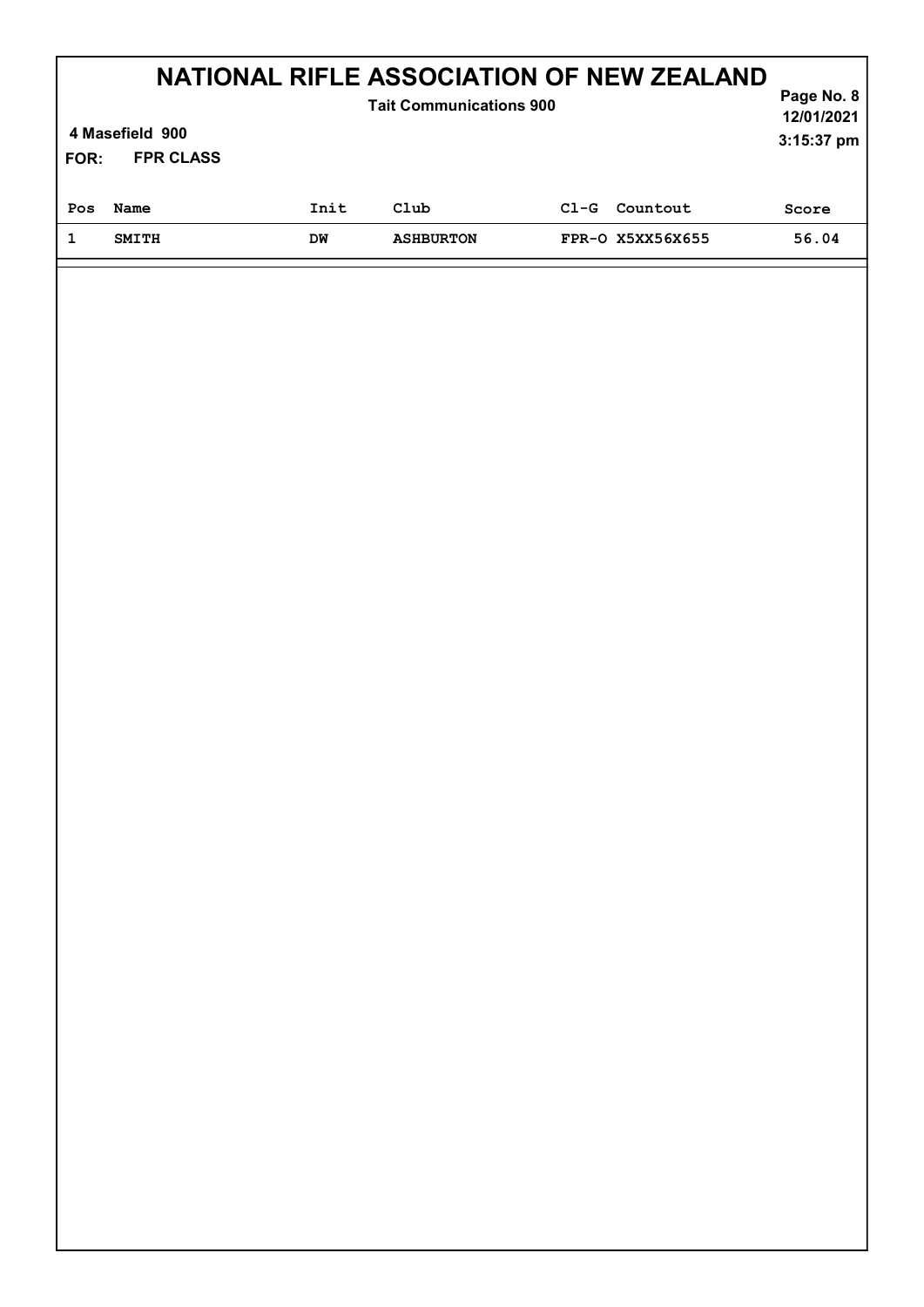# NATIONAL RIFLE ASSOCIATION OF NEW ZEALAND

**Tait Communications 900**

**4 Masefield 900**

**FOR: FPR CLASS**

**12/01/2021**
**3:15:37 pm**

| Pos | Name | Init | Club | Cl-G | Countout | Score |
|---|---|---|---|---|---|---|
| 1 | SMITH | DW | ASHBURTON | FPR-O | X5XX56X655 | 56.04 |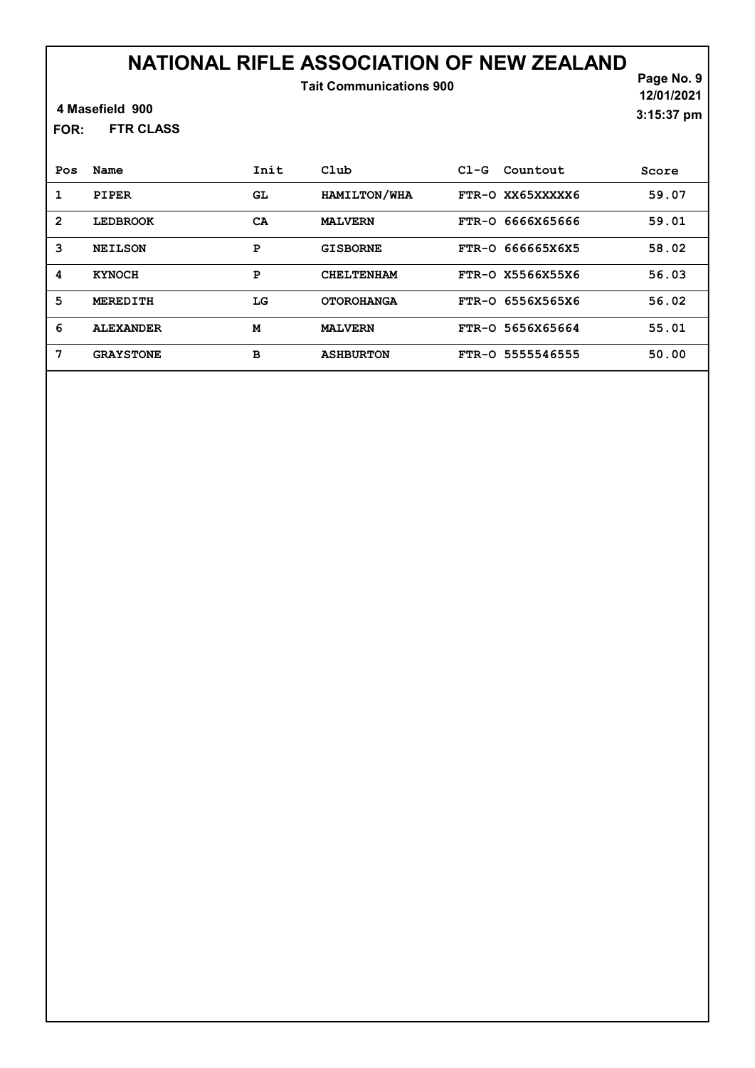# NATIONAL RIFLE ASSOCIATION OF NEW ZEALAND

**Tait Communications 900**

**4 Masefield 900**

**FOR: FTR CLASS**

12/01/2021
3:15:37 pm

| Pos | Name | Init | Club | Cl-G | Countout | Score |
|---|---|---|---|---|---|---|
| 1 | PIPER | GL | HAMILTON/WHA | FTR-O | XX65XXXXX6 | 59.07 |
| 2 | LEDBROOK | CA | MALVERN | FTR-O | 6666X65666 | 59.01 |
| 3 | NEILSON | P | GISBORNE | FTR-O | 666665X6X5 | 58.02 |
| 4 | KYNOCH | P | CHELTENHAM | FTR-O | X5566X55X6 | 56.03 |
| 5 | MEREDITH | LG | OTOROHANGA | FTR-O | 6556X565X6 | 56.02 |
| 6 | ALEXANDER | M | MALVERN | FTR-O | 5656X65664 | 55.01 |
| 7 | GRAYSTONE | B | ASHBURTON | FTR-O | 5555546555 | 50.00 |